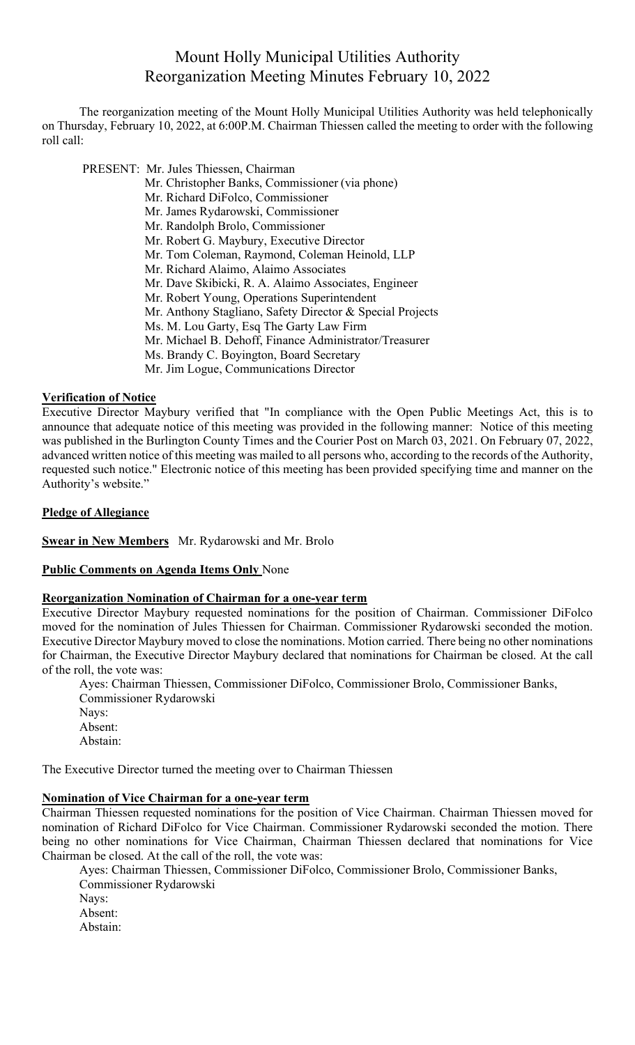# Mount Holly Municipal Utilities Authority
## Reorganization Meeting Minutes February 10, 2022

The reorganization meeting of the Mount Holly Municipal Utilities Authority was held telephonically on Thursday, February 10, 2022, at 6:00P.M. Chairman Thiessen called the meeting to order with the following roll call:

PRESENT: Mr. Jules Thiessen, Chairman
Mr. Christopher Banks, Commissioner (via phone)
Mr. Richard DiFolco, Commissioner
Mr. James Rydarowski, Commissioner
Mr. Randolph Brolo, Commissioner
Mr. Robert G. Maybury, Executive Director
Mr. Tom Coleman, Raymond, Coleman Heinold, LLP
Mr. Richard Alaimo, Alaimo Associates
Mr. Dave Skibicki, R. A. Alaimo Associates, Engineer
Mr. Robert Young, Operations Superintendent
Mr. Anthony Stagliano, Safety Director & Special Projects
Ms. M. Lou Garty, Esq The Garty Law Firm
Mr. Michael B. Dehoff, Finance Administrator/Treasurer
Ms. Brandy C. Boyington, Board Secretary
Mr. Jim Logue, Communications Director

**Verification of Notice**

Executive Director Maybury verified that "In compliance with the Open Public Meetings Act, this is to announce that adequate notice of this meeting was provided in the following manner: Notice of this meeting was published in the Burlington County Times and the Courier Post on March 03, 2021. On February 07, 2022, advanced written notice of this meeting was mailed to all persons who, according to the records of the Authority, requested such notice." Electronic notice of this meeting has been provided specifying time and manner on the Authority's website."

**Pledge of Allegiance**

**Swear in New Members** Mr. Rydarowski and Mr. Brolo

**Public Comments on Agenda Items Only** None

**Reorganization Nomination of Chairman for a one-year term**

Executive Director Maybury requested nominations for the position of Chairman. Commissioner DiFolco moved for the nomination of Jules Thiessen for Chairman. Commissioner Rydarowski seconded the motion. Executive Director Maybury moved to close the nominations. Motion carried. There being no other nominations for Chairman, the Executive Director Maybury declared that nominations for Chairman be closed. At the call of the roll, the vote was:

Ayes: Chairman Thiessen, Commissioner DiFolco, Commissioner Brolo, Commissioner Banks, Commissioner Rydarowski
Nays:
Absent:
Abstain:

The Executive Director turned the meeting over to Chairman Thiessen

**Nomination of Vice Chairman for a one-year term**

Chairman Thiessen requested nominations for the position of Vice Chairman. Chairman Thiessen moved for nomination of Richard DiFolco for Vice Chairman. Commissioner Rydarowski seconded the motion. There being no other nominations for Vice Chairman, Chairman Thiessen declared that nominations for Vice Chairman be closed. At the call of the roll, the vote was:

Ayes: Chairman Thiessen, Commissioner DiFolco, Commissioner Brolo, Commissioner Banks, Commissioner Rydarowski
Nays:
Absent:
Abstain: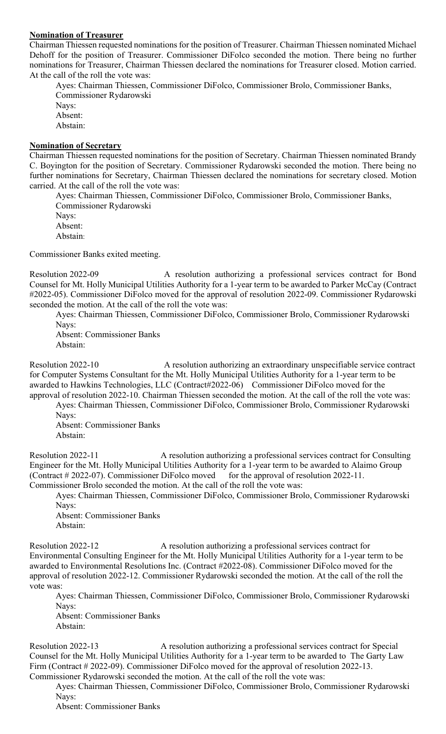**Nomination of Treasurer**

Chairman Thiessen requested nominations for the position of Treasurer. Chairman Thiessen nominated Michael Dehoff for the position of Treasurer. Commissioner DiFolco seconded the motion. There being no further nominations for Treasurer, Chairman Thiessen declared the nominations for Treasurer closed. Motion carried. At the call of the roll the vote was:

Ayes: Chairman Thiessen, Commissioner DiFolco, Commissioner Brolo, Commissioner Banks, Commissioner Rydarowski
Nays:
Absent:
Abstain:

**Nomination of Secretary**

Chairman Thiessen requested nominations for the position of Secretary. Chairman Thiessen nominated Brandy C. Boyington for the position of Secretary. Commissioner Rydarowski seconded the motion. There being no further nominations for Secretary, Chairman Thiessen declared the nominations for secretary closed. Motion carried. At the call of the roll the vote was:

Ayes: Chairman Thiessen, Commissioner DiFolco, Commissioner Brolo, Commissioner Banks, Commissioner Rydarowski
Nays:
Absent:
Abstain:

Commissioner Banks exited meeting.

Resolution 2022-09 A resolution authorizing a professional services contract for Bond Counsel for Mt. Holly Municipal Utilities Authority for a 1-year term to be awarded to Parker McCay (Contract #2022-05). Commissioner DiFolco moved for the approval of resolution 2022-09. Commissioner Rydarowski seconded the motion. At the call of the roll the vote was:

Ayes: Chairman Thiessen, Commissioner DiFolco, Commissioner Brolo, Commissioner Rydarowski
Nays:
Absent: Commissioner Banks
Abstain:

Resolution 2022-10 A resolution authorizing an extraordinary unspecifiable service contract for Computer Systems Consultant for the Mt. Holly Municipal Utilities Authority for a 1-year term to be awarded to Hawkins Technologies, LLC (Contract#2022-06) Commissioner DiFolco moved for the approval of resolution 2022-10. Chairman Thiessen seconded the motion. At the call of the roll the vote was:

Ayes: Chairman Thiessen, Commissioner DiFolco, Commissioner Brolo, Commissioner Rydarowski
Nays:
Absent: Commissioner Banks
Abstain:

Resolution 2022-11 A resolution authorizing a professional services contract for Consulting Engineer for the Mt. Holly Municipal Utilities Authority for a 1-year term to be awarded to Alaimo Group (Contract # 2022-07). Commissioner DiFolco moved for the approval of resolution 2022-11. Commissioner Brolo seconded the motion. At the call of the roll the vote was:

Ayes: Chairman Thiessen, Commissioner DiFolco, Commissioner Brolo, Commissioner Rydarowski
Nays:
Absent: Commissioner Banks
Abstain:

Resolution 2022-12 A resolution authorizing a professional services contract for Environmental Consulting Engineer for the Mt. Holly Municipal Utilities Authority for a 1-year term to be awarded to Environmental Resolutions Inc. (Contract #2022-08). Commissioner DiFolco moved for the approval of resolution 2022-12. Commissioner Rydarowski seconded the motion. At the call of the roll the vote was:

Ayes: Chairman Thiessen, Commissioner DiFolco, Commissioner Brolo, Commissioner Rydarowski
Nays:
Absent: Commissioner Banks
Abstain:

Resolution 2022-13 A resolution authorizing a professional services contract for Special Counsel for the Mt. Holly Municipal Utilities Authority for a 1-year term to be awarded to The Garty Law Firm (Contract # 2022-09). Commissioner DiFolco moved for the approval of resolution 2022-13. Commissioner Rydarowski seconded the motion. At the call of the roll the vote was:

Ayes: Chairman Thiessen, Commissioner DiFolco, Commissioner Brolo, Commissioner Rydarowski
Nays:
Absent: Commissioner Banks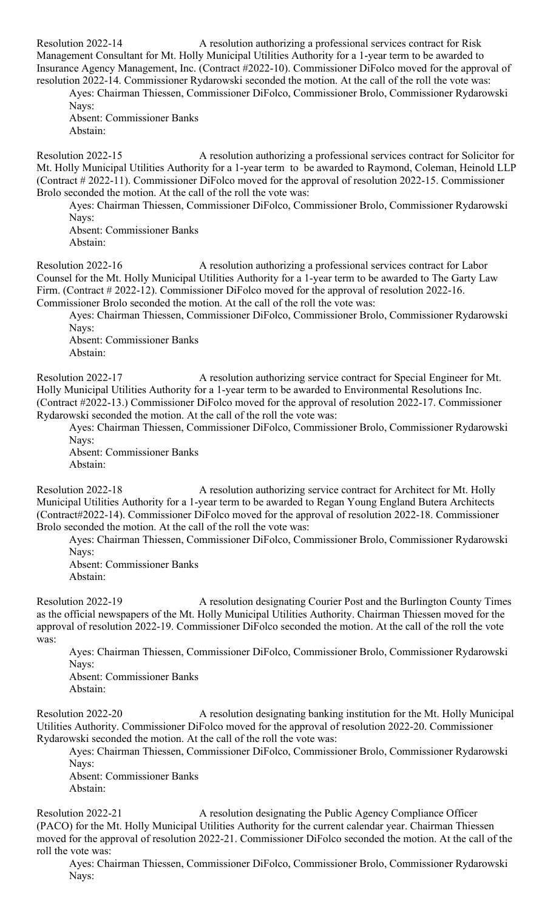Resolution 2022-14 A resolution authorizing a professional services contract for Risk Management Consultant for Mt. Holly Municipal Utilities Authority for a 1-year term to be awarded to Insurance Agency Management, Inc. (Contract #2022-10). Commissioner DiFolco moved for the approval of resolution 2022-14. Commissioner Rydarowski seconded the motion. At the call of the roll the vote was:

Ayes: Chairman Thiessen, Commissioner DiFolco, Commissioner Brolo, Commissioner Rydarowski
Nays:
Absent: Commissioner Banks
Abstain:

Resolution 2022-15 A resolution authorizing a professional services contract for Solicitor for Mt. Holly Municipal Utilities Authority for a 1-year term to be awarded to Raymond, Coleman, Heinold LLP (Contract # 2022-11). Commissioner DiFolco moved for the approval of resolution 2022-15. Commissioner Brolo seconded the motion. At the call of the roll the vote was:

Ayes: Chairman Thiessen, Commissioner DiFolco, Commissioner Brolo, Commissioner Rydarowski
Nays:
Absent: Commissioner Banks
Abstain:

Resolution 2022-16 A resolution authorizing a professional services contract for Labor Counsel for the Mt. Holly Municipal Utilities Authority for a 1-year term to be awarded to The Garty Law Firm. (Contract # 2022-12). Commissioner DiFolco moved for the approval of resolution 2022-16. Commissioner Brolo seconded the motion. At the call of the roll the vote was:

Ayes: Chairman Thiessen, Commissioner DiFolco, Commissioner Brolo, Commissioner Rydarowski
Nays:
Absent: Commissioner Banks
Abstain:

Resolution 2022-17 A resolution authorizing service contract for Special Engineer for Mt. Holly Municipal Utilities Authority for a 1-year term to be awarded to Environmental Resolutions Inc. (Contract #2022-13.) Commissioner DiFolco moved for the approval of resolution 2022-17. Commissioner Rydarowski seconded the motion. At the call of the roll the vote was:

Ayes: Chairman Thiessen, Commissioner DiFolco, Commissioner Brolo, Commissioner Rydarowski
Nays:
Absent: Commissioner Banks
Abstain:

Resolution 2022-18 A resolution authorizing service contract for Architect for Mt. Holly Municipal Utilities Authority for a 1-year term to be awarded to Regan Young England Butera Architects (Contract#2022-14). Commissioner DiFolco moved for the approval of resolution 2022-18. Commissioner Brolo seconded the motion. At the call of the roll the vote was:

Ayes: Chairman Thiessen, Commissioner DiFolco, Commissioner Brolo, Commissioner Rydarowski
Nays:
Absent: Commissioner Banks
Abstain:

Resolution 2022-19 A resolution designating Courier Post and the Burlington County Times as the official newspapers of the Mt. Holly Municipal Utilities Authority. Chairman Thiessen moved for the approval of resolution 2022-19. Commissioner DiFolco seconded the motion. At the call of the roll the vote was:

Ayes: Chairman Thiessen, Commissioner DiFolco, Commissioner Brolo, Commissioner Rydarowski
Nays:
Absent: Commissioner Banks
Abstain:

Resolution 2022-20 A resolution designating banking institution for the Mt. Holly Municipal Utilities Authority. Commissioner DiFolco moved for the approval of resolution 2022-20. Commissioner Rydarowski seconded the motion. At the call of the roll the vote was:

Ayes: Chairman Thiessen, Commissioner DiFolco, Commissioner Brolo, Commissioner Rydarowski
Nays:
Absent: Commissioner Banks
Abstain:

Resolution 2022-21 A resolution designating the Public Agency Compliance Officer (PACO) for the Mt. Holly Municipal Utilities Authority for the current calendar year. Chairman Thiessen moved for the approval of resolution 2022-21. Commissioner DiFolco seconded the motion. At the call of the roll the vote was:

Ayes: Chairman Thiessen, Commissioner DiFolco, Commissioner Brolo, Commissioner Rydarowski
Nays: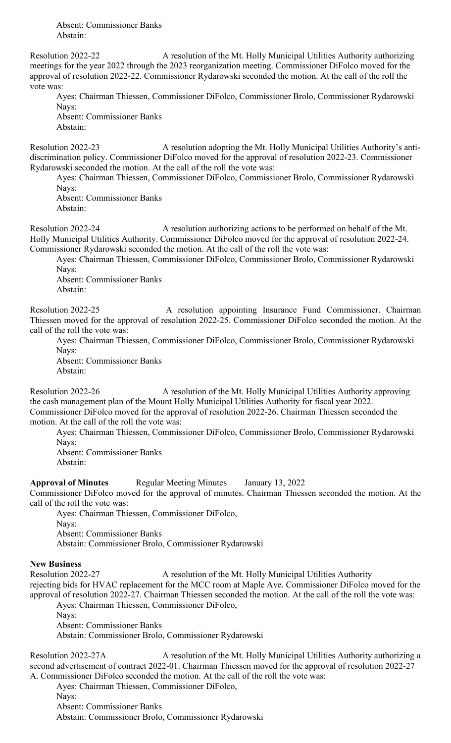Absent: Commissioner Banks
Abstain:

Resolution 2022-22 A resolution of the Mt. Holly Municipal Utilities Authority authorizing meetings for the year 2022 through the 2023 reorganization meeting. Commissioner DiFolco moved for the approval of resolution 2022-22. Commissioner Rydarowski seconded the motion. At the call of the roll the vote was:

Ayes: Chairman Thiessen, Commissioner DiFolco, Commissioner Brolo, Commissioner Rydarowski
Nays:
Absent: Commissioner Banks
Abstain:

Resolution 2022-23 A resolution adopting the Mt. Holly Municipal Utilities Authority's anti-discrimination policy. Commissioner DiFolco moved for the approval of resolution 2022-23. Commissioner Rydarowski seconded the motion. At the call of the roll the vote was:

Ayes: Chairman Thiessen, Commissioner DiFolco, Commissioner Brolo, Commissioner Rydarowski
Nays:
Absent: Commissioner Banks
Abstain:

Resolution 2022-24 A resolution authorizing actions to be performed on behalf of the Mt. Holly Municipal Utilities Authority. Commissioner DiFolco moved for the approval of resolution 2022-24. Commissioner Rydarowski seconded the motion. At the call of the roll the vote was:

Ayes: Chairman Thiessen, Commissioner DiFolco, Commissioner Brolo, Commissioner Rydarowski
Nays:
Absent: Commissioner Banks
Abstain:

Resolution 2022-25 A resolution appointing Insurance Fund Commissioner. Chairman Thiessen moved for the approval of resolution 2022-25. Commissioner DiFolco seconded the motion. At the call of the roll the vote was:

Ayes: Chairman Thiessen, Commissioner DiFolco, Commissioner Brolo, Commissioner Rydarowski
Nays:
Absent: Commissioner Banks
Abstain:

Resolution 2022-26 A resolution of the Mt. Holly Municipal Utilities Authority approving the cash management plan of the Mount Holly Municipal Utilities Authority for fiscal year 2022. Commissioner DiFolco moved for the approval of resolution 2022-26. Chairman Thiessen seconded the motion. At the call of the roll the vote was:

Ayes: Chairman Thiessen, Commissioner DiFolco, Commissioner Brolo, Commissioner Rydarowski
Nays:
Absent: Commissioner Banks
Abstain:

**Approval of Minutes** Regular Meeting Minutes January 13, 2022

Commissioner DiFolco moved for the approval of minutes. Chairman Thiessen seconded the motion. At the call of the roll the vote was:

Ayes: Chairman Thiessen, Commissioner DiFolco,
Nays:
Absent: Commissioner Banks
Abstain: Commissioner Brolo, Commissioner Rydarowski

**New Business**

Resolution 2022-27 A resolution of the Mt. Holly Municipal Utilities Authority rejecting bids for HVAC replacement for the MCC room at Maple Ave. Commissioner DiFolco moved for the approval of resolution 2022-27. Chairman Thiessen seconded the motion. At the call of the roll the vote was:

Ayes: Chairman Thiessen, Commissioner DiFolco,
Nays:
Absent: Commissioner Banks
Abstain: Commissioner Brolo, Commissioner Rydarowski

Resolution 2022-27A A resolution of the Mt. Holly Municipal Utilities Authority authorizing a second advertisement of contract 2022-01. Chairman Thiessen moved for the approval of resolution 2022-27 A. Commissioner DiFolco seconded the motion. At the call of the roll the vote was:

Ayes: Chairman Thiessen, Commissioner DiFolco,
Nays:
Absent: Commissioner Banks
Abstain: Commissioner Brolo, Commissioner Rydarowski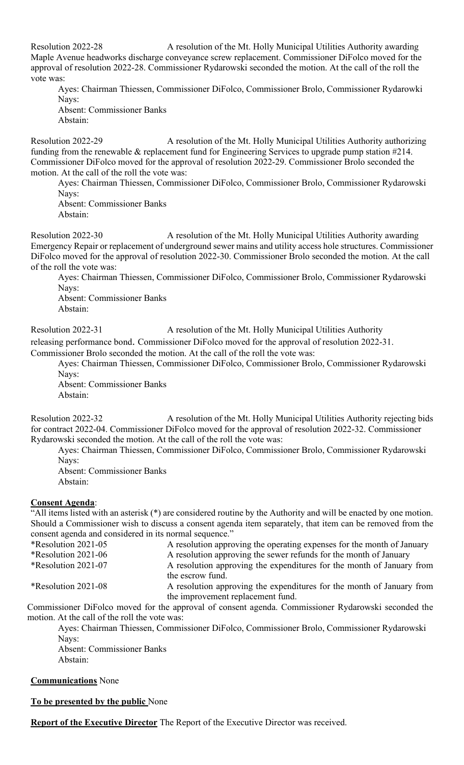Resolution 2022-28 A resolution of the Mt. Holly Municipal Utilities Authority awarding Maple Avenue headworks discharge conveyance screw replacement. Commissioner DiFolco moved for the approval of resolution 2022-28. Commissioner Rydarowski seconded the motion. At the call of the roll the vote was:

Ayes: Chairman Thiessen, Commissioner DiFolco, Commissioner Brolo, Commissioner Rydarowki
Nays:
Absent: Commissioner Banks
Abstain:

Resolution 2022-29 A resolution of the Mt. Holly Municipal Utilities Authority authorizing funding from the renewable & replacement fund for Engineering Services to upgrade pump station #214. Commissioner DiFolco moved for the approval of resolution 2022-29. Commissioner Brolo seconded the motion. At the call of the roll the vote was:

Ayes: Chairman Thiessen, Commissioner DiFolco, Commissioner Brolo, Commissioner Rydarowski
Nays:
Absent: Commissioner Banks
Abstain:

Resolution 2022-30 A resolution of the Mt. Holly Municipal Utilities Authority awarding Emergency Repair or replacement of underground sewer mains and utility access hole structures. Commissioner DiFolco moved for the approval of resolution 2022-30. Commissioner Brolo seconded the motion. At the call of the roll the vote was:

Ayes: Chairman Thiessen, Commissioner DiFolco, Commissioner Brolo, Commissioner Rydarowski
Nays:
Absent: Commissioner Banks
Abstain:

Resolution 2022-31 A resolution of the Mt. Holly Municipal Utilities Authority releasing performance bond. Commissioner DiFolco moved for the approval of resolution 2022-31. Commissioner Brolo seconded the motion. At the call of the roll the vote was:

Ayes: Chairman Thiessen, Commissioner DiFolco, Commissioner Brolo, Commissioner Rydarowski
Nays:
Absent: Commissioner Banks
Abstain:

Resolution 2022-32 A resolution of the Mt. Holly Municipal Utilities Authority rejecting bids for contract 2022-04. Commissioner DiFolco moved for the approval of resolution 2022-32. Commissioner Rydarowski seconded the motion. At the call of the roll the vote was:

Ayes: Chairman Thiessen, Commissioner DiFolco, Commissioner Brolo, Commissioner Rydarowski
Nays:
Absent: Commissioner Banks
Abstain:

**Consent Agenda**:

"All items listed with an asterisk (*) are considered routine by the Authority and will be enacted by one motion. Should a Commissioner wish to discuss a consent agenda item separately, that item can be removed from the consent agenda and considered in its normal sequence."

*Resolution 2021-05 A resolution approving the operating expenses for the month of January
*Resolution 2021-06 A resolution approving the sewer refunds for the month of January
*Resolution 2021-07 A resolution approving the expenditures for the month of January from the escrow fund.
*Resolution 2021-08 A resolution approving the expenditures for the month of January from the improvement replacement fund.

Commissioner DiFolco moved for the approval of consent agenda. Commissioner Rydarowski seconded the motion. At the call of the roll the vote was:

Ayes: Chairman Thiessen, Commissioner DiFolco, Commissioner Brolo, Commissioner Rydarowski
Nays:
Absent: Commissioner Banks
Abstain:

**Communications** None

**To be presented by the public** None

**Report of the Executive Director** The Report of the Executive Director was received.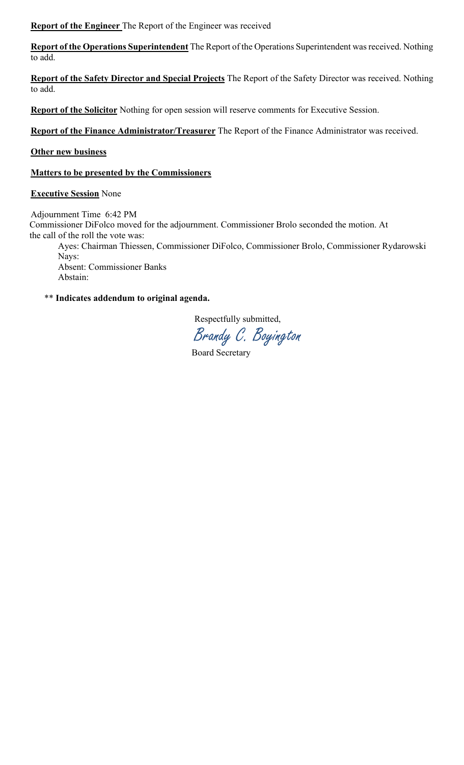**Report of the Engineer** The Report of the Engineer was received

**Report of the Operations Superintendent** The Report of the Operations Superintendent was received. Nothing to add.

**Report of the Safety Director and Special Projects** The Report of the Safety Director was received. Nothing to add.

**Report of the Solicitor** Nothing for open session will reserve comments for Executive Session.

**Report of the Finance Administrator/Treasurer** The Report of the Finance Administrator was received.

**Other new business**

**Matters to be presented by the Commissioners**

**Executive Session** None

Adjournment Time 6:42 PM

Commissioner DiFolco moved for the adjournment. Commissioner Brolo seconded the motion. At the call of the roll the vote was:

Ayes: Chairman Thiessen, Commissioner DiFolco, Commissioner Brolo, Commissioner Rydarowski
Nays:
Absent: Commissioner Banks
Abstain:

** **Indicates addendum to original agenda.**

Respectfully submitted,

Brandy C. Boyington

Board Secretary